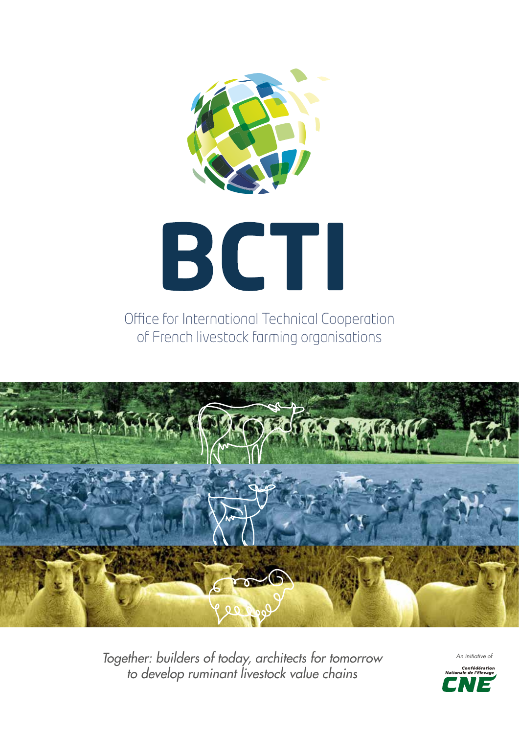# BCTI

Office for International Technical Cooperation of French livestock farming organisations

*Together: builders of today, architects for tomorrow to develop ruminant livestock value chains*

*An initiative of*

Confédération Nationale de l'Elevage

CNE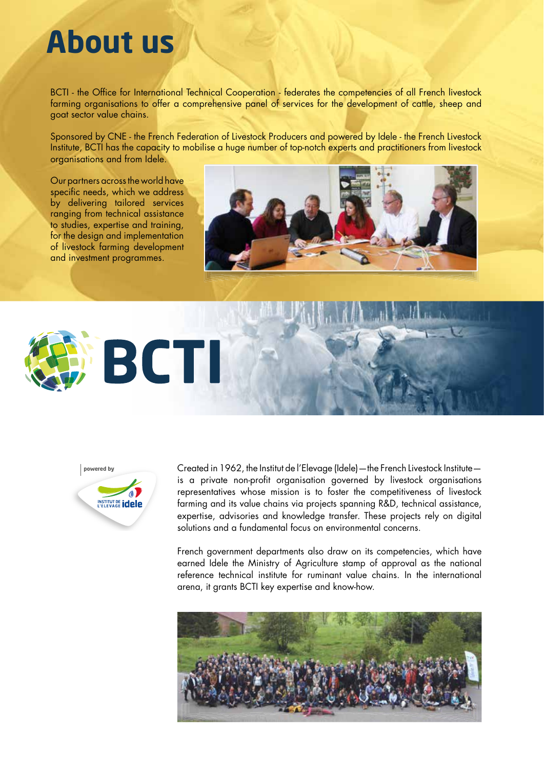# About us

BCTI - the Office for International Technical Cooperation - federates the competencies of all French livestock farming organisations to offer a comprehensive panel of services for the development of cattle, sheep and goat sector value chains.

Sponsored by CNE - the French Federation of Livestock Producers and powered by Idele - the French Livestock Institute, BCTI has the capacity to mobilise a huge number of top-notch experts and practitioners from livestock organisations and from Idele.

Our partners across the world have specific needs, which we address by delivering tailored services ranging from technical assistance to studies, expertise and training, for the design and implementation of livestock farming development and investment programmes.

BCTI

powered by

Institut de l'Elevage idele

Created in 1962, the Institut de l'Elevage (Idele) — the French Livestock Institute — is a private non-profit organisation governed by livestock organisations representatives whose mission is to foster the competitiveness of livestock farming and its value chains via projects spanning R&D, technical assistance, expertise, advisories and knowledge transfer. These projects rely on digital solutions and a fundamental focus on environmental concerns.

French government departments also draw on its competencies, which have earned Idele the Ministry of Agriculture stamp of approval as the national reference technical institute for ruminant value chains. In the international arena, it grants BCTI key expertise and know-how.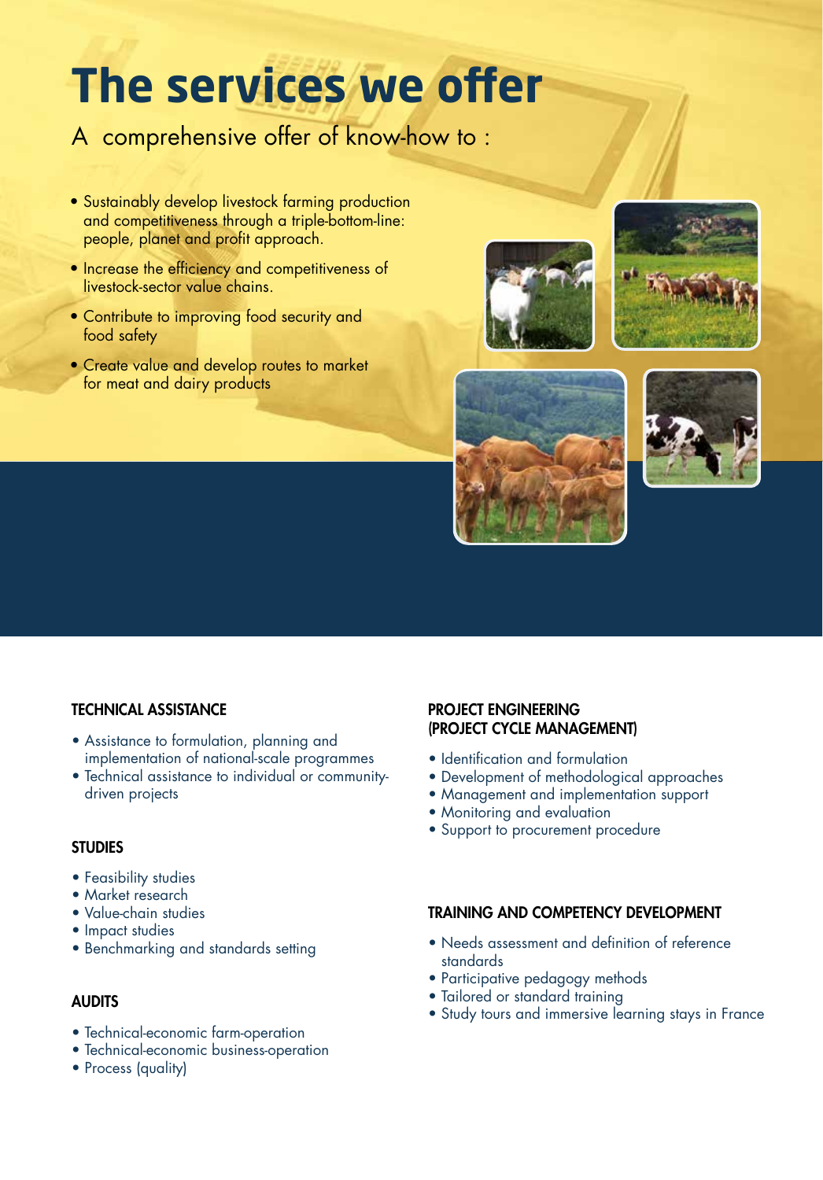# The services we offer

A comprehensive offer of know-how to :

- Sustainably develop livestock farming production and competitiveness through a triple-bottom-line: people, planet and profit approach.
- Increase the efficiency and competitiveness of livestock-sector value chains.
- Contribute to improving food security and food safety
- Create value and develop routes to market for meat and dairy products

### TECHNICAL ASSISTANCE

- Assistance to formulation, planning and implementation of national-scale programmes
- Technical assistance to individual or community-driven projects

### STUDIES

- Feasibility studies
- Market research
- Value-chain studies
- Impact studies
- Benchmarking and standards setting

### AUDITS

- Technical-economic farm-operation
- Technical-economic business-operation
- Process (quality)

### PROJECT ENGINEERING (PROJECT CYCLE MANAGEMENT)

- Identification and formulation
- Development of methodological approaches
- Management and implementation support
- Monitoring and evaluation
- Support to procurement procedure

### TRAINING AND COMPETENCY DEVELOPMENT

- Needs assessment and definition of reference standards
- Participative pedagogy methods
- Tailored or standard training
- Study tours and immersive learning stays in France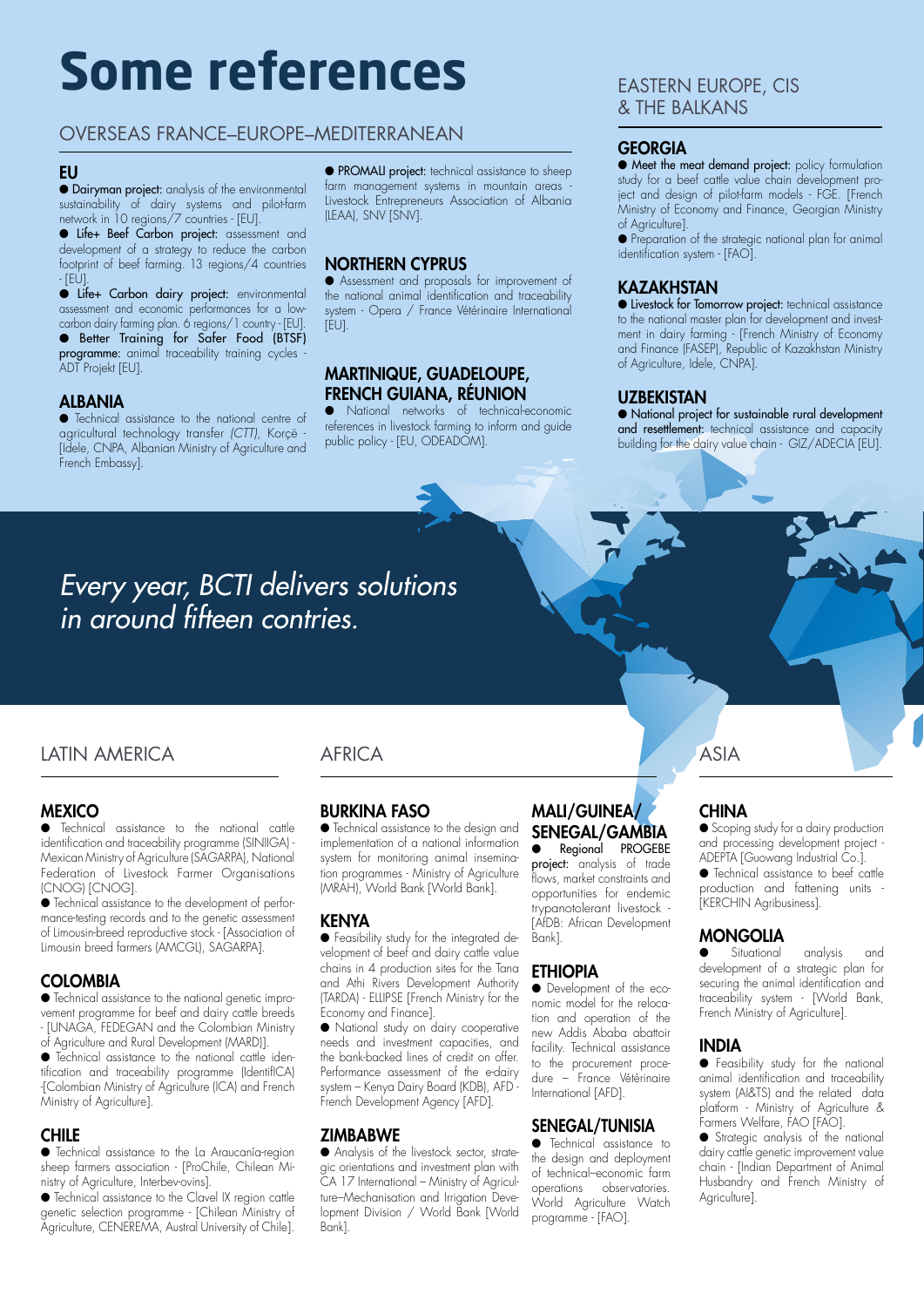# Some references

## OVERSEAS FRANCE–EUROPE–MEDITERRANEAN

### EU

- **Dairyman project:** analysis of the environmental sustainability of dairy systems and pilot-farm network in 10 regions/7 countries - [EU].
- **Life+ Beef Carbon project:** assessment and development of a strategy to reduce the carbon footprint of beef farming. 13 regions/4 countries - [EU].
- **Life+ Carbon dairy project:** environmental assessment and economic performances for a low-carbon dairy farming plan. 6 regions/1 country - [EU].
- **Better Training for Safer Food (BTSF) programme:** animal traceability training cycles - ADT Projekt [EU].

### ALBANIA

- Technical assistance to the national centre of agricultural technology transfer *(CTT)*, Korçë - [Idele, CNPA, Albanian Ministry of Agriculture and French Embassy].
- **PROMALI project:** technical assistance to sheep farm management systems in mountain areas - Livestock Entrepreneurs Association of Albania [LEAA], SNV [SNV].

### NORTHERN CYPRUS

- Assessment and proposals for improvement of the national animal identification and traceability system - Opera / France Vétérinaire International [EU].

### MARTINIQUE, GUADELOUPE, FRENCH GUIANA, RÉUNION

- National networks of technical-economic references in livestock farming to inform and guide public policy - [EU, ODEADOM].

## EASTERN EUROPE, CIS & THE BALKANS

### GEORGIA

- **Meet the meat demand project:** policy formulation study for a beef cattle value chain development project and design of pilot-farm models - FGE. [French Ministry of Economy and Finance, Georgian Ministry of Agriculture].
- Preparation of the strategic national plan for animal identification system - [FAO].

### KAZAKHSTAN

- **Livestock for Tomorrow project:** technical assistance to the national master plan for development and investment in dairy farming - [French Ministry of Economy and Finance (FASEP), Republic of Kazakhstan Ministry of Agriculture, Idele, CNPA].

### UZBEKISTAN

- **National project for sustainable rural development and resettlement:** technical assistance and capacity building for the dairy value chain - GIZ/ADECIA [EU].

*Every year, BCTI delivers solutions in around fifteen contries.*

## LATIN AMERICA

### MEXICO

- Technical assistance to the national cattle identification and traceability programme (SINIIGA) - Mexican Ministry of Agriculture (SAGARPA), National Federation of Livestock Farmer Organisations (CNOG) [CNOG].
- Technical assistance to the development of performance-testing records and to the genetic assessment of Limousin-breed reproductive stock - [Association of Limousin breed farmers (AMCGL), SAGARPA].

### COLOMBIA

- Technical assistance to the national genetic improvement programme for beef and dairy cattle breeds - [UNAGA, FEDEGAN and the Colombian Ministry of Agriculture and Rural Development (MARD)].
- Technical assistance to the national cattle identification and traceability programme (IdentifICA) -[Colombian Ministry of Agriculture (ICA) and French Ministry of Agriculture].

### CHILE

- Technical assistance to the La Araucanía-region sheep farmers association - [ProChile, Chilean Ministry of Agriculture, Interbev-ovins].
- Technical assistance to the Clavel IX region cattle genetic selection programme - [Chilean Ministry of Agriculture, CENEREMA, Austral University of Chile].

## AFRICA

### BURKINA FASO

- Technical assistance to the design and implementation of a national information system for monitoring animal insemination programmes - Ministry of Agriculture (MRAH), World Bank [World Bank].

### KENYA

- Feasibility study for the integrated development of beef and dairy cattle value chains in 4 production sites for the Tana and Athi Rivers Development Authority (TARDA) - ELLIPSE [French Ministry for the Economy and Finance].
- National study on dairy cooperative needs and investment capacities, and the bank-backed lines of credit on offer. Performance assessment of the e-dairy system – Kenya Dairy Board (KDB), AFD - French Development Agency [AFD].

### ZIMBABWE

- Analysis of the livestock sector, strategic orientations and investment plan with CA 17 International – Ministry of Agriculture–Mechanisation and Irrigation Development Division / World Bank [World Bank].

### MALI/GUINEA/ SENEGAL/GAMBIA

- **Regional PROGEBE project:** analysis of trade flows, market constraints and opportunities for endemic trypanotolerant livestock - [AfDB: African Development Bank].

### ETHIOPIA

- Development of the economic model for the relocation and operation of the new Addis Ababa abattoir facility. Technical assistance to the procurement procedure – France Vétérinaire International [AFD].

### SENEGAL/TUNISIA

- Technical assistance to the design and deployment of technical–economic farm operations observatories. World Agriculture Watch programme - [FAO].

## ASIA

### CHINA

- Scoping study for a dairy production and processing development project - ADEPTA [Guowang Industrial Co.].
- Technical assistance to beef cattle production and fattening units - [KERCHIN Agribusiness].

### MONGOLIA

- Situational analysis and development of a strategic plan for securing the animal identification and traceability system - [World Bank, French Ministry of Agriculture].

### INDIA

- Feasibility study for the national animal identification and traceability system (AI&TS) and the related data platform - Ministry of Agriculture & Farmers Welfare, FAO [FAO].
- Strategic analysis of the national dairy cattle genetic improvement value chain - [Indian Department of Animal Husbandry and French Ministry of Agriculture].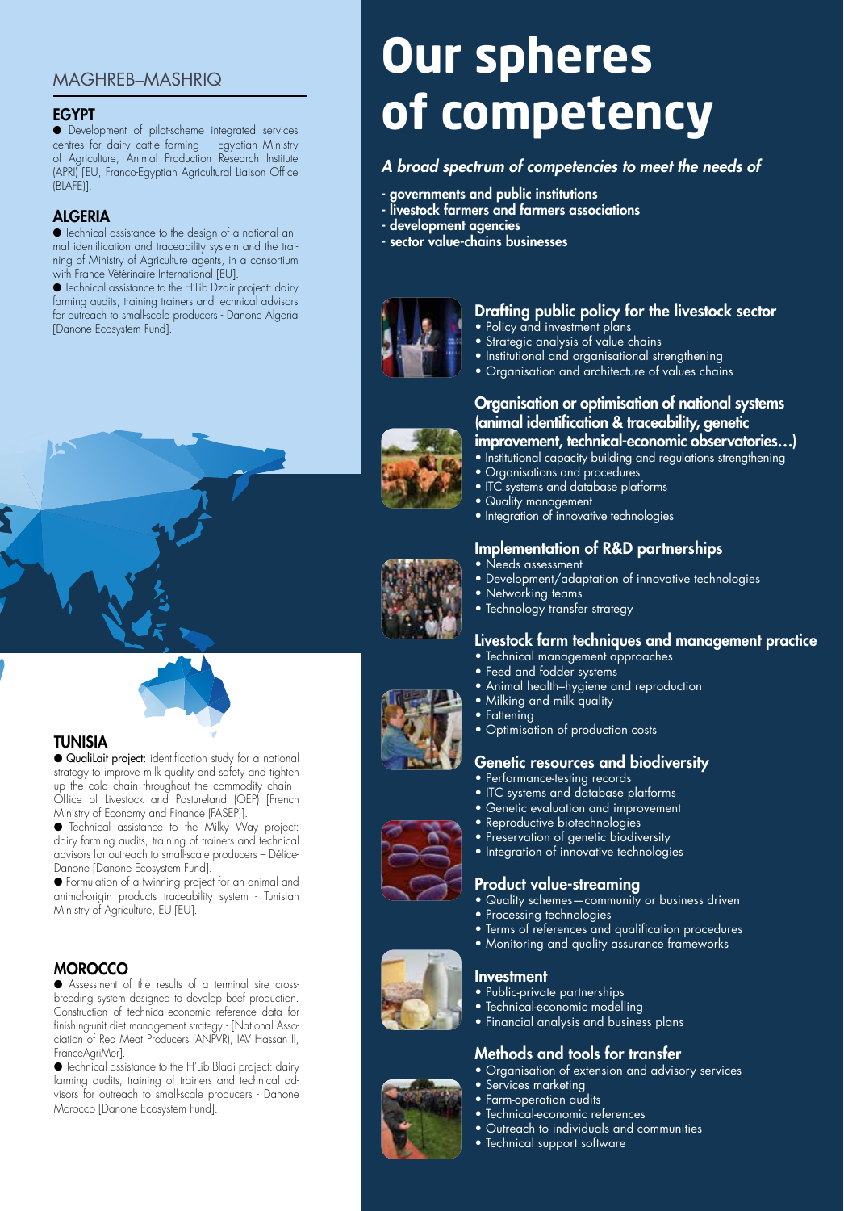## MAGHREB–MASHRIQ

### EGYPT

- Development of pilot-scheme integrated services centres for dairy cattle farming – Egyptian Ministry of Agriculture, Animal Production Research Institute (APRI) [EU, Franco-Egyptian Agricultural Liaison Office (BLAFE)].

### ALGERIA

- Technical assistance to the design of a national animal identification and traceability system and the training of Ministry of Agriculture agents, in a consortium with France Vétérinaire International [EU].
- Technical assistance to the H'Lib Dzair project: dairy farming audits, training trainers and technical advisors for outreach to small-scale producers - Danone Algeria [Danone Ecosystem Fund].

### TUNISIA

- **QualiLait project:** identification study for a national strategy to improve milk quality and safety and tighten up the cold chain throughout the commodity chain - Office of Livestock and Pastureland (OEP) [French Ministry of Economy and Finance (FASEP)].
- Technical assistance to the Milky Way project: dairy farming audits, training of trainers and technical advisors for outreach to small-scale producers – Délice-Danone [Danone Ecosystem Fund].
- Formulation of a twinning project for an animal and animal-origin products traceability system - Tunisian Ministry of Agriculture, EU [EU].

### MOROCCO

- Assessment of the results of a terminal sire cross-breeding system designed to develop beef production. Construction of technical-economic reference data for finishing-unit diet management strategy - [National Association of Red Meat Producers (ANPVR), IAV Hassan II, FranceAgriMer].
- Technical assistance to the H'Lib Bladi project: dairy farming audits, training of trainers and technical advisors for outreach to small-scale producers - Danone Morocco [Danone Ecosystem Fund].

# Our spheres of competency

*A broad spectrum of competencies to meet the needs of*

- **governments and public institutions**
- **livestock farmers and farmers associations**
- **development agencies**
- **sector value-chains businesses**

### Drafting public policy for the livestock sector

- Policy and investment plans
- Strategic analysis of value chains
- Institutional and organisational strengthening
- Organisation and architecture of values chains

### Organisation or optimisation of national systems (animal identification & traceability, genetic improvement, technical-economic observatories…)

- Institutional capacity building and regulations strengthening
- Organisations and procedures
- ITC systems and database platforms
- Quality management
- Integration of innovative technologies

### Implementation of R&D partnerships

- Needs assessment
- Development/adaptation of innovative technologies
- Networking teams
- Technology transfer strategy

### Livestock farm techniques and management practice

- Technical management approaches
- Feed and fodder systems
- Animal health–hygiene and reproduction
- Milking and milk quality
- Fattening
- Optimisation of production costs

### Genetic resources and biodiversity

- Performance-testing records
- ITC systems and database platforms
- Genetic evaluation and improvement
- Reproductive biotechnologies
- Preservation of genetic biodiversity
- Integration of innovative technologies

### Product value-streaming

- Quality schemes—community or business driven
- Processing technologies
- Terms of references and qualification procedures
- Monitoring and quality assurance frameworks

### Investment

- Public-private partnerships
- Technical-economic modelling
- Financial analysis and business plans

### Methods and tools for transfer

- Organisation of extension and advisory services
- Services marketing
- Farm-operation audits
- Technical-economic references
- Outreach to individuals and communities
- Technical support software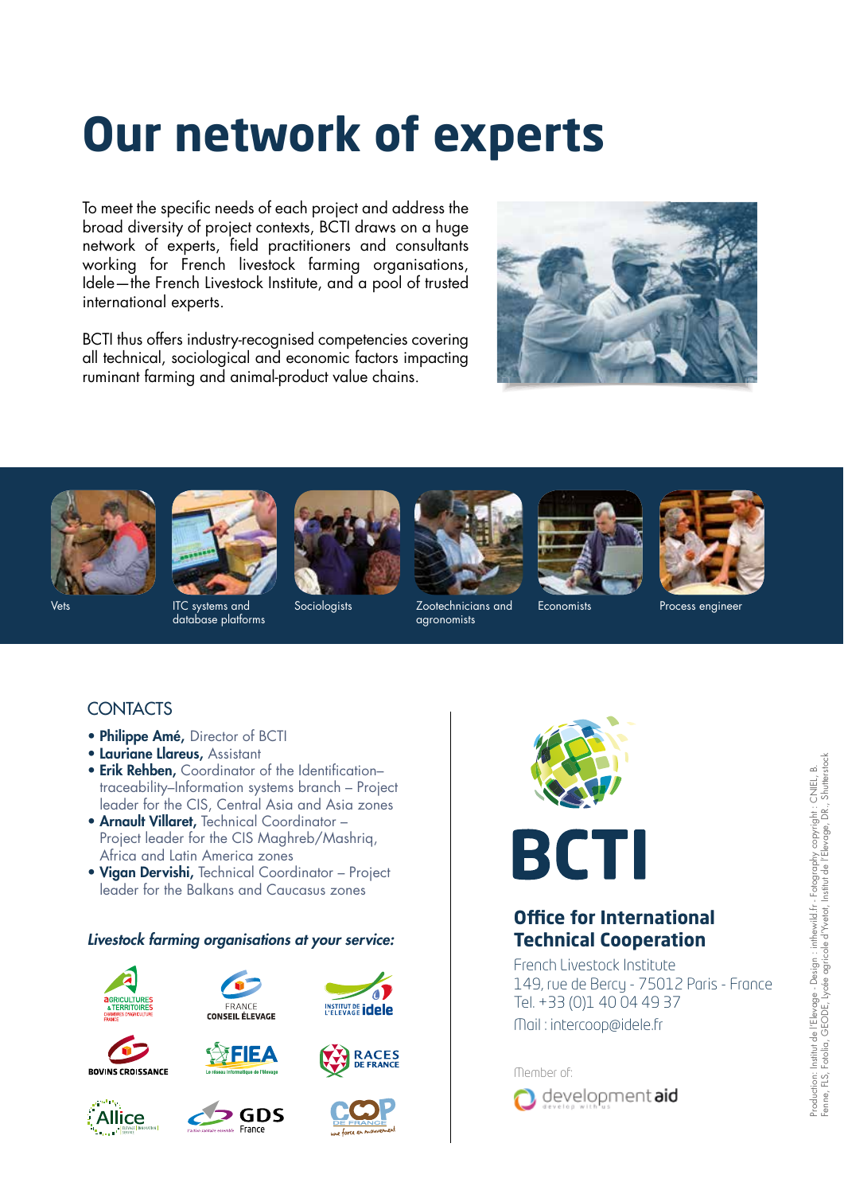# Our network of experts

To meet the specific needs of each project and address the broad diversity of project contexts, BCTI draws on a huge network of experts, field practitioners and consultants working for French livestock farming organisations, Idele—the French Livestock Institute, and a pool of trusted international experts.

BCTI thus offers industry-recognised competencies covering all technical, sociological and economic factors impacting ruminant farming and animal-product value chains.

Vets

ITC systems and database platforms

Sociologists

Zootechnicians and agronomists

Economists

Process engineer

## CONTACTS

- **Philippe Amé,** Director of BCTI
- **Lauriane Llareus,** Assistant
- **Erik Rehben,** Coordinator of the Identification–traceability–Information systems branch – Project leader for the CIS, Central Asia and Asia zones
- **Arnault Villaret,** Technical Coordinator – Project leader for the CIS Maghreb/Mashriq, Africa and Latin America zones
- **Vigan Dervishi,** Technical Coordinator – Project leader for the Balkans and Caucasus zones

***Livestock farming organisations at your service:***

Agricultures & Territoires Chambres d'agriculture France

France Conseil Élevage

Institut de l'Élevage idele

Bovins Croissance

FIEA Le réseau informatique de l'Élevage

Races de France

Allice

GDS France

Coop de France

# BCTI

## Office for International Technical Cooperation

French Livestock Institute
149, rue de Bercy - 75012 Paris - France
Tel. +33 (0)1 40 04 49 37
Mail : intercoop@idele.fr

Member of:
development aid

Production: Institut de l'Élevage - Design : inthewild.fr - Fotography copyright : CNIEL, B. Fenne, FLS, Fotolia, GEODE, Lycée agricole d'Yvetot, Institut de l'Élevage, DR, Shutterstock